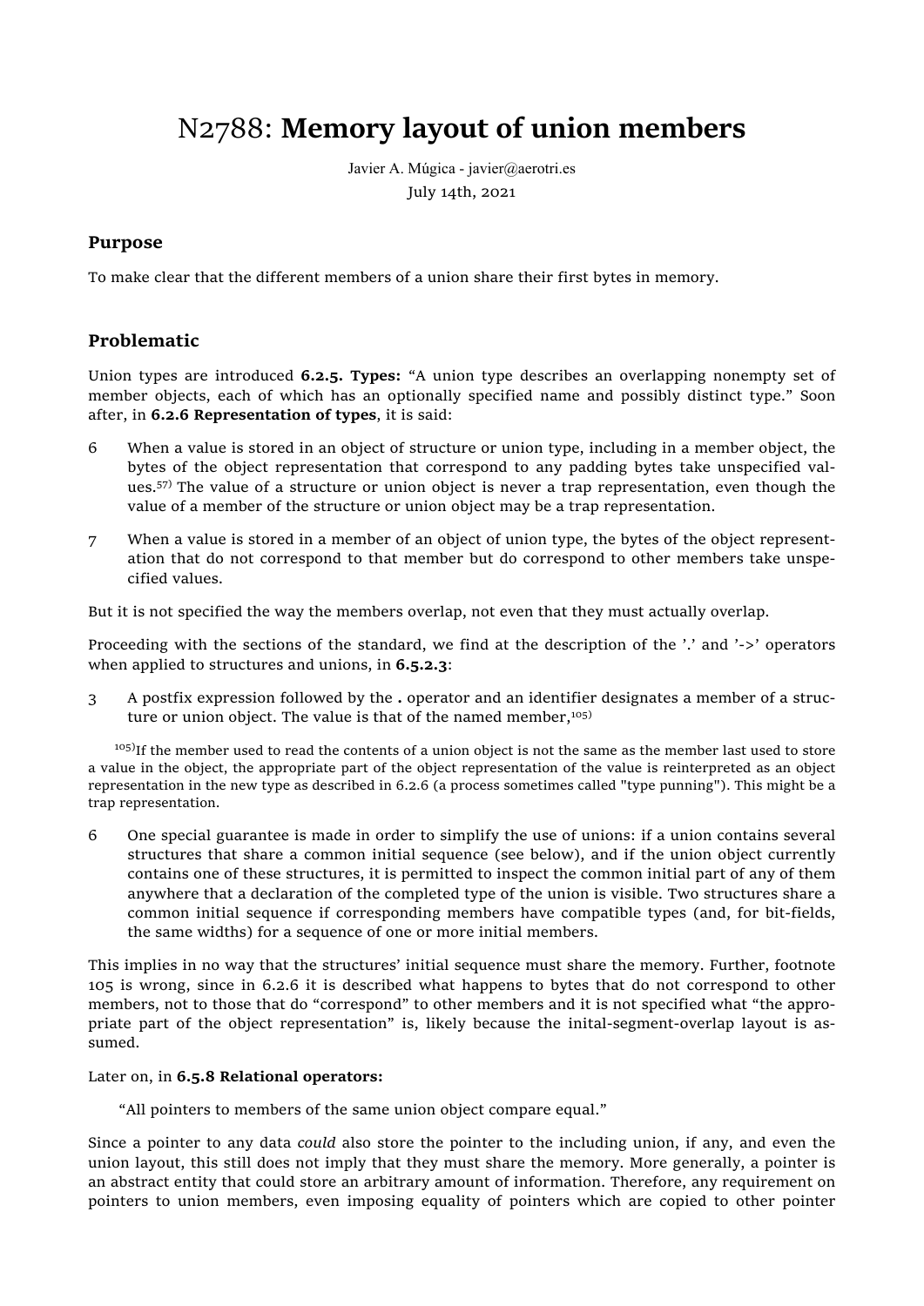# N2788: **Memory layout of union members**

Javier A. Múgica - javier@aerotri.es

July 14th, 2021

## Purpose

To make clear that the different members of a union share their first bytes in memory.

## Problematic

Union types are introduced **6.2.5. Types:** "A union type describes an overlapping nonempty set of member objects, each of which has an optionally specified name and possibly distinct type." Soon after, in **6.2.6 Representation of types**, it is said:

6 When a value is stored in an object of structure or union type, including in a member object, the bytes of the object representation that correspond to any padding bytes take unspecified values.[57] The value of a structure or union object is never a trap representation, even though the value of a member of the structure or union object may be a trap representation.

7 When a value is stored in a member of an object of union type, the bytes of the object representation that do not correspond to that member but do correspond to other members take unspecified values.

But it is not specified the way the members overlap, not even that they must actually overlap.

Proceeding with the sections of the standard, we find at the description of the '.' and '->' operators when applied to structures and unions, in **6.5.2.3**:

3 A postfix expression followed by the **.** operator and an identifier designates a member of a structure or union object. The value is that of the named member,[105]

[105]If the member used to read the contents of a union object is not the same as the member last used to store a value in the object, the appropriate part of the object representation of the value is reinterpreted as an object representation in the new type as described in 6.2.6 (a process sometimes called "type punning"). This might be a trap representation.

6 One special guarantee is made in order to simplify the use of unions: if a union contains several structures that share a common initial sequence (see below), and if the union object currently contains one of these structures, it is permitted to inspect the common initial part of any of them anywhere that a declaration of the completed type of the union is visible. Two structures share a common initial sequence if corresponding members have compatible types (and, for bit-fields, the same widths) for a sequence of one or more initial members.

This implies in no way that the structures' initial sequence must share the memory. Further, footnote 105 is wrong, since in 6.2.6 it is described what happens to bytes that do not correspond to other members, not to those that do "correspond" to other members and it is not specified what "the appropriate part of the object representation" is, likely because the inital-segment-overlap layout is assumed.

Later on, in **6.5.8 Relational operators:**

"All pointers to members of the same union object compare equal."

Since a pointer to any data *could* also store the pointer to the including union, if any, and even the union layout, this still does not imply that they must share the memory. More generally, a pointer is an abstract entity that could store an arbitrary amount of information. Therefore, any requirement on pointers to union members, even imposing equality of pointers which are copied to other pointer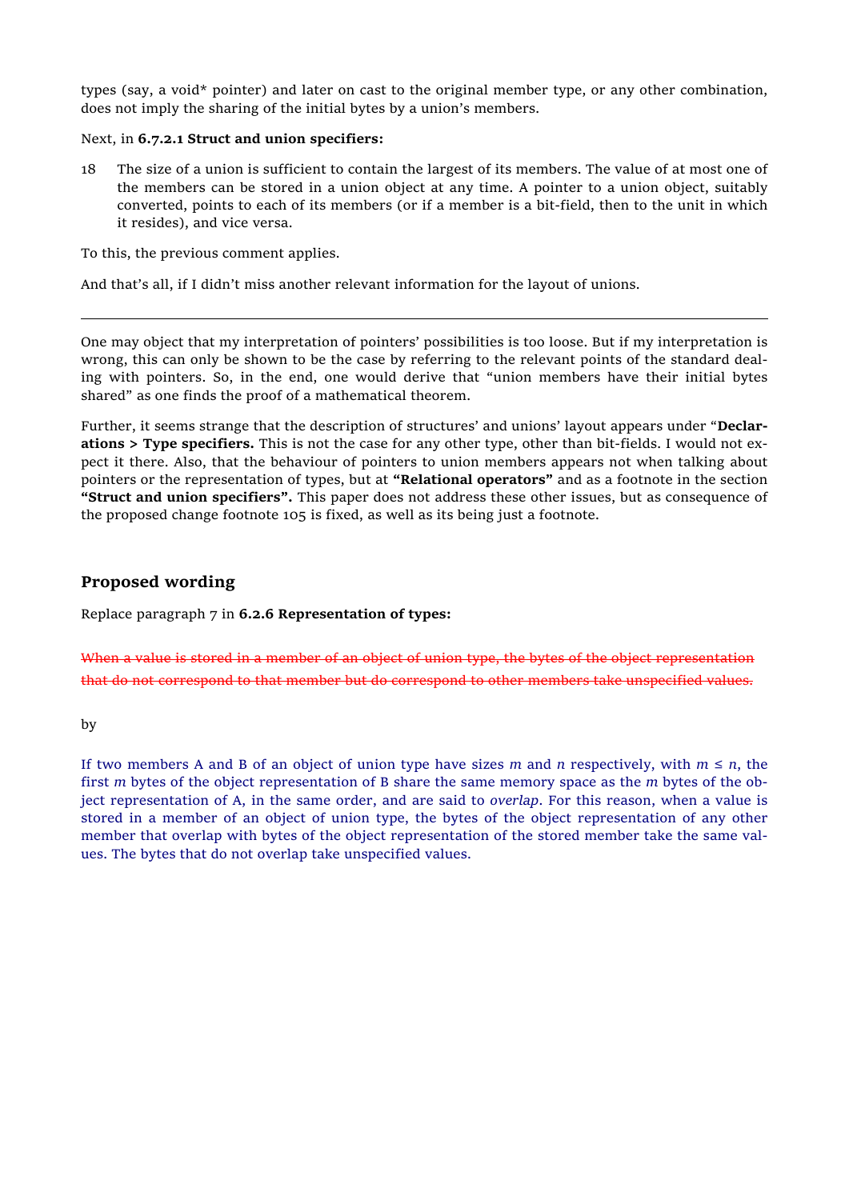types (say, a void* pointer) and later on cast to the original member type, or any other combination, does not imply the sharing of the initial bytes by a union's members.

Next, in **6.7.2.1 Struct and union specifiers:**

18 The size of a union is sufficient to contain the largest of its members. The value of at most one of the members can be stored in a union object at any time. A pointer to a union object, suitably converted, points to each of its members (or if a member is a bit-field, then to the unit in which it resides), and vice versa.

To this, the previous comment applies.

And that's all, if I didn't miss another relevant information for the layout of unions.

---

One may object that my interpretation of pointers' possibilities is too loose. But if my interpretation is wrong, this can only be shown to be the case by referring to the relevant points of the standard dealing with pointers. So, in the end, one would derive that "union members have their initial bytes shared" as one finds the proof of a mathematical theorem.

Further, it seems strange that the description of structures' and unions' layout appears under "**Declarations > Type specifiers.** This is not the case for any other type, other than bit-fields. I would not expect it there. Also, that the behaviour of pointers to union members appears not when talking about pointers or the representation of types, but at **"Relational operators"** and as a footnote in the section **"Struct and union specifiers".** This paper does not address these other issues, but as consequence of the proposed change footnote 105 is fixed, as well as its being just a footnote.

## Proposed wording

Replace paragraph 7 in **6.2.6 Representation of types:**

~~When a value is stored in a member of an object of union type, the bytes of the object representation that do not correspond to that member but do correspond to other members take unspecified values.~~

by

If two members A and B of an object of union type have sizes $m$ and $n$ respectively, with $m \leq n$, the first $m$ bytes of the object representation of B share the same memory space as the $m$ bytes of the object representation of A, in the same order, and are said to *overlap*. For this reason, when a value is stored in a member of an object of union type, the bytes of the object representation of any other member that overlap with bytes of the object representation of the stored member take the same values. The bytes that do not overlap take unspecified values.